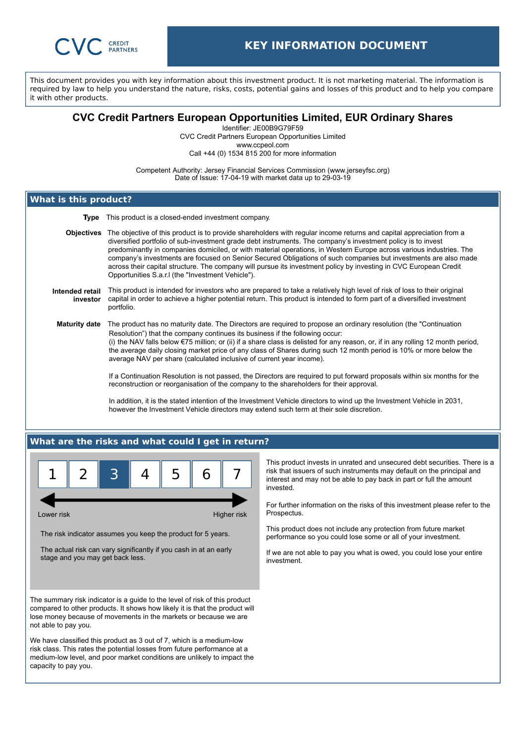CVC CREDIT PARTNERS

# KEY INFORMATION DOCUMENT

This document provides you with key information about this investment product. It is not marketing material. The information is required by law to help you understand the nature, risks, costs, potential gains and losses of this product and to help you compare it with other products.

## CVC Credit Partners European Opportunities Limited, EUR Ordinary Shares

Identifier: JE00B9G79F59
CVC Credit Partners European Opportunities Limited
www.ccpeol.com
Call +44 (0) 1534 815 200 for more information

Competent Authority: Jersey Financial Services Commission (www.jerseyfsc.org)
Date of Issue: 17-04-19 with market data up to 29-03-19

## What is this product?

**Type** This product is a closed-ended investment company.

**Objectives** The objective of this product is to provide shareholders with regular income returns and capital appreciation from a diversified portfolio of sub-investment grade debt instruments. The company's investment policy is to invest predominantly in companies domiciled, or with material operations, in Western Europe across various industries. The company's investments are focused on Senior Secured Obligations of such companies but investments are also made across their capital structure. The company will pursue its investment policy by investing in CVC European Credit Opportunities S.a.r.l (the "Investment Vehicle").

**Intended retail investor** This product is intended for investors who are prepared to take a relatively high level of risk of loss to their original capital in order to achieve a higher potential return. This product is intended to form part of a diversified investment portfolio.

**Maturity date** The product has no maturity date. The Directors are required to propose an ordinary resolution (the "Continuation Resolution") that the company continues its business if the following occur:
(i) the NAV falls below €75 million; or (ii) if a share class is delisted for any reason, or, if in any rolling 12 month period, the average daily closing market price of any class of Shares during such 12 month period is 10% or more below the average NAV per share (calculated inclusive of current year income).

If a Continuation Resolution is not passed, the Directors are required to put forward proposals within six months for the reconstruction or reorganisation of the company to the shareholders for their approval.

In addition, it is the stated intention of the Investment Vehicle directors to wind up the Investment Vehicle in 2031, however the Investment Vehicle directors may extend such term at their sole discretion.

## What are the risks and what could I get in return?

1 2 **3** 4 5 6 7

Lower risk — Higher risk

The risk indicator assumes you keep the product for 5 years.

The actual risk can vary significantly if you cash in at an early stage and you may get back less.

The summary risk indicator is a guide to the level of risk of this product compared to other products. It shows how likely it is that the product will lose money because of movements in the markets or because we are not able to pay you.

We have classified this product as 3 out of 7, which is a medium-low risk class. This rates the potential losses from future performance at a medium-low level, and poor market conditions are unlikely to impact the capacity to pay you.

This product invests in unrated and unsecured debt securities. There is a risk that issuers of such instruments may default on the principal and interest and may not be able to pay back in part or full the amount invested.

For further information on the risks of this investment please refer to the Prospectus.

This product does not include any protection from future market performance so you could lose some or all of your investment.

If we are not able to pay you what is owed, you could lose your entire investment.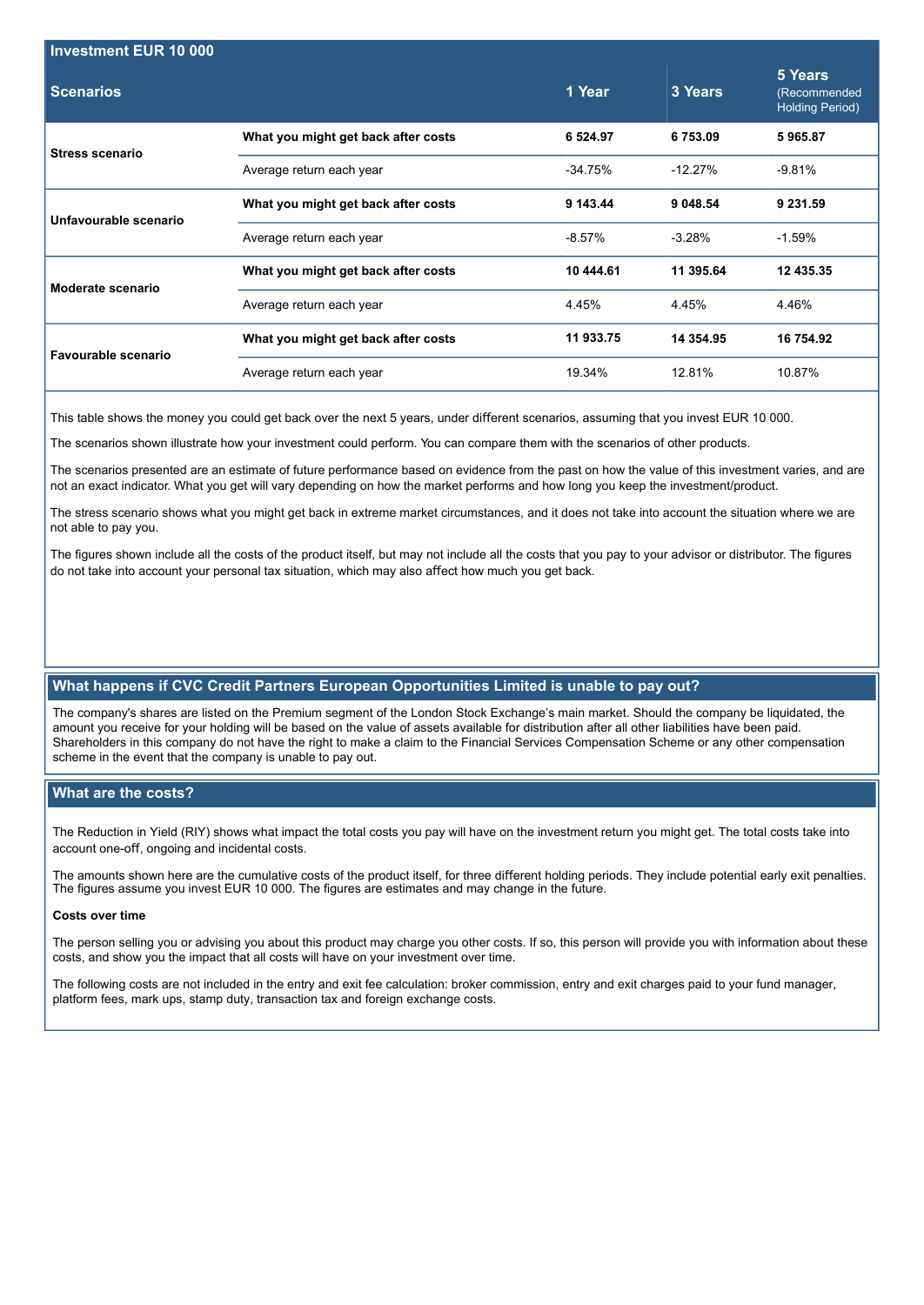| Investment EUR 10 000 | | | | |
|---|---|---|---|---|
| **Scenarios** | | **1 Year** | **3 Years** | **5 Years** (Recommended Holding Period) |
| **Stress scenario** | **What you might get back after costs** | **6 524.97** | **6 753.09** | **5 965.87** |
| | Average return each year | -34.75% | -12.27% | -9.81% |
| **Unfavourable scenario** | **What you might get back after costs** | **9 143.44** | **9 048.54** | **9 231.59** |
| | Average return each year | -8.57% | -3.28% | -1.59% |
| **Moderate scenario** | **What you might get back after costs** | **10 444.61** | **11 395.64** | **12 435.35** |
| | Average return each year | 4.45% | 4.45% | 4.46% |
| **Favourable scenario** | **What you might get back after costs** | **11 933.75** | **14 354.95** | **16 754.92** |
| | Average return each year | 19.34% | 12.81% | 10.87% |

This table shows the money you could get back over the next 5 years, under different scenarios, assuming that you invest EUR 10 000.

The scenarios shown illustrate how your investment could perform. You can compare them with the scenarios of other products.

The scenarios presented are an estimate of future performance based on evidence from the past on how the value of this investment varies, and are not an exact indicator. What you get will vary depending on how the market performs and how long you keep the investment/product.

The stress scenario shows what you might get back in extreme market circumstances, and it does not take into account the situation where we are not able to pay you.

The figures shown include all the costs of the product itself, but may not include all the costs that you pay to your advisor or distributor. The figures do not take into account your personal tax situation, which may also affect how much you get back.

## What happens if CVC Credit Partners European Opportunities Limited is unable to pay out?

The company's shares are listed on the Premium segment of the London Stock Exchange's main market. Should the company be liquidated, the amount you receive for your holding will be based on the value of assets available for distribution after all other liabilities have been paid. Shareholders in this company do not have the right to make a claim to the Financial Services Compensation Scheme or any other compensation scheme in the event that the company is unable to pay out.

## What are the costs?

The Reduction in Yield (RIY) shows what impact the total costs you pay will have on the investment return you might get. The total costs take into account one-off, ongoing and incidental costs.

The amounts shown here are the cumulative costs of the product itself, for three different holding periods. They include potential early exit penalties. The figures assume you invest EUR 10 000. The figures are estimates and may change in the future.

**Costs over time**

The person selling you or advising you about this product may charge you other costs. If so, this person will provide you with information about these costs, and show you the impact that all costs will have on your investment over time.

The following costs are not included in the entry and exit fee calculation: broker commission, entry and exit charges paid to your fund manager, platform fees, mark ups, stamp duty, transaction tax and foreign exchange costs.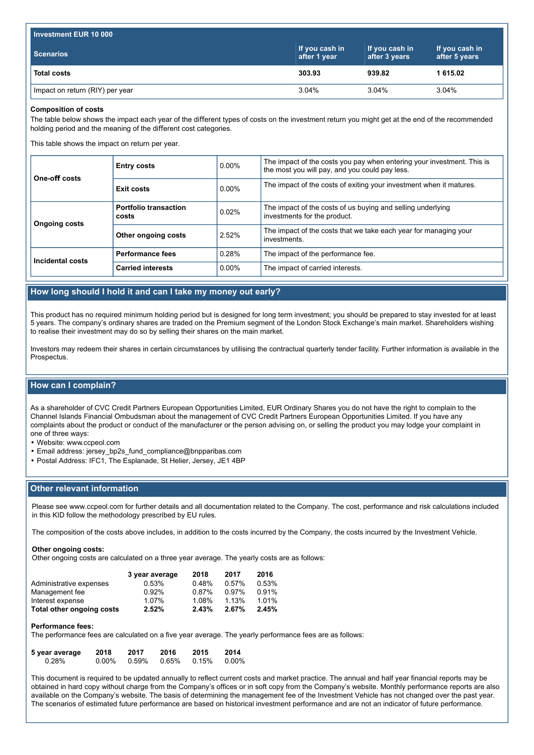| Investment EUR 10 000 | | | |
|---|---|---|---|
| **Scenarios** | **If you cash in after 1 year** | **If you cash in after 3 years** | **If you cash in after 5 years** |
| **Total costs** | **303.93** | **939.82** | **1 615.02** |
| Impact on return (RIY) per year | 3.04% | 3.04% | 3.04% |

**Composition of costs**

The table below shows the impact each year of the different types of costs on the investment return you might get at the end of the recommended holding period and the meaning of the different cost categories.

This table shows the impact on return per year.

| | | | |
|---|---|---|---|
| **One-off costs** | **Entry costs** | 0.00% | The impact of the costs you pay when entering your investment. This is the most you will pay, and you could pay less. |
| | **Exit costs** | 0.00% | The impact of the costs of exiting your investment when it matures. |
| **Ongoing costs** | **Portfolio transaction costs** | 0.02% | The impact of the costs of us buying and selling underlying investments for the product. |
| | **Other ongoing costs** | 2.52% | The impact of the costs that we take each year for managing your investments. |
| **Incidental costs** | **Performance fees** | 0.28% | The impact of the performance fee. |
| | **Carried interests** | 0.00% | The impact of carried interests. |

## How long should I hold it and can I take my money out early?

This product has no required minimum holding period but is designed for long term investment; you should be prepared to stay invested for at least 5 years. The company's ordinary shares are traded on the Premium segment of the London Stock Exchange's main market. Shareholders wishing to realise their investment may do so by selling their shares on the main market.

Investors may redeem their shares in certain circumstances by utilising the contractual quarterly tender facility. Further information is available in the Prospectus.

## How can I complain?

As a shareholder of CVC Credit Partners European Opportunities Limited, EUR Ordinary Shares you do not have the right to complain to the Channel Islands Financial Ombudsman about the management of CVC Credit Partners European Opportunities Limited. If you have any complaints about the product or conduct of the manufacturer or the person advising on, or selling the product you may lodge your complaint in one of three ways:

- Website: www.ccpeol.com
- Email address: jersey_bp2s_fund_compliance@bnpparibas.com
- Postal Address: IFC1, The Esplanade, St Helier, Jersey, JE1 4BP

## Other relevant information

Please see www.ccpeol.com for further details and all documentation related to the Company. The cost, performance and risk calculations included in this KID follow the methodology prescribed by EU rules.

The composition of the costs above includes, in addition to the costs incurred by the Company, the costs incurred by the Investment Vehicle.

**Other ongoing costs:**
Other ongoing costs are calculated on a three year average. The yearly costs are as follows:

| | 3 year average | 2018 | 2017 | 2016 |
|---|---|---|---|---|
| Administrative expenses | 0.53% | 0.48% | 0.57% | 0.53% |
| Management fee | 0.92% | 0.87% | 0.97% | 0.91% |
| Interest expense | 1.07% | 1.08% | 1.13% | 1.01% |
| **Total other ongoing costs** | **2.52%** | **2.43%** | **2.67%** | **2.45%** |

**Performance fees:**
The performance fees are calculated on a five year average. The yearly performance fees are as follows:

| 5 year average | 2018 | 2017 | 2016 | 2015 | 2014 |
|---|---|---|---|---|---|
| 0.28% | 0.00% | 0.59% | 0.65% | 0.15% | 0.00% |

This document is required to be updated annually to reflect current costs and market practice. The annual and half year financial reports may be obtained in hard copy without charge from the Company's offices or in soft copy from the Company's website. Monthly performance reports are also available on the Company's website. The basis of determining the management fee of the Investment Vehicle has not changed over the past year. The scenarios of estimated future performance are based on historical investment performance and are not an indicator of future performance.